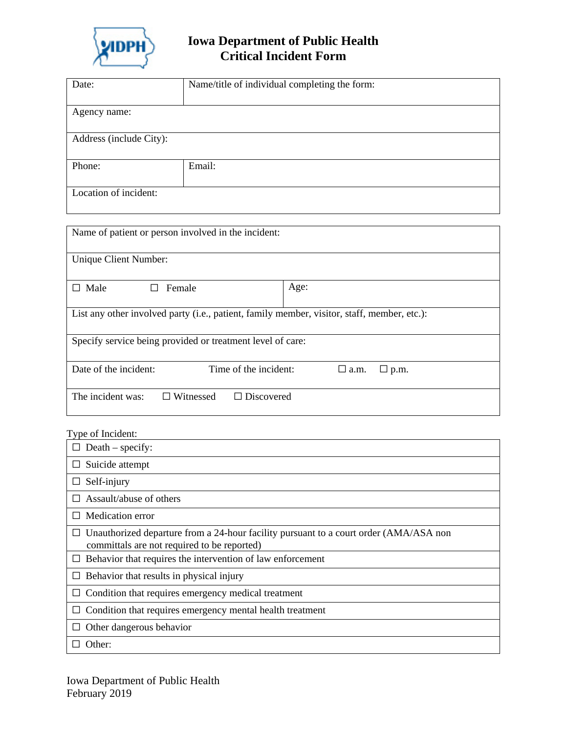# Iowa Department of Public Health
## Critical Incident Form

| Date: | Name/title of individual completing the form: |
|---|---|
| Agency name: | |
| Address (include City): | |
| Phone: | Email: |
| Location of incident: | |

| Name of patient or person involved in the incident: | |
|---|---|
| Unique Client Number: | |
| ☐ Male ☐ Female | Age: |
| List any other involved party (i.e., patient, family member, visitor, staff, member, etc.): | |
| Specify service being provided or treatment level of care: | |
| Date of the incident: Time of the incident: ☐ a.m. ☐ p.m. | |
| The incident was: ☐ Witnessed ☐ Discovered | |

Type of Incident:

| |
|---|
| ☐ Death – specify: |
| ☐ Suicide attempt |
| ☐ Self-injury |
| ☐ Assault/abuse of others |
| ☐ Medication error |
| ☐ Unauthorized departure from a 24-hour facility pursuant to a court order (AMA/ASA non committals are not required to be reported) |
| ☐ Behavior that requires the intervention of law enforcement |
| ☐ Behavior that results in physical injury |
| ☐ Condition that requires emergency medical treatment |
| ☐ Condition that requires emergency mental health treatment |
| ☐ Other dangerous behavior |
| ☐ Other: |

Iowa Department of Public Health
February 2019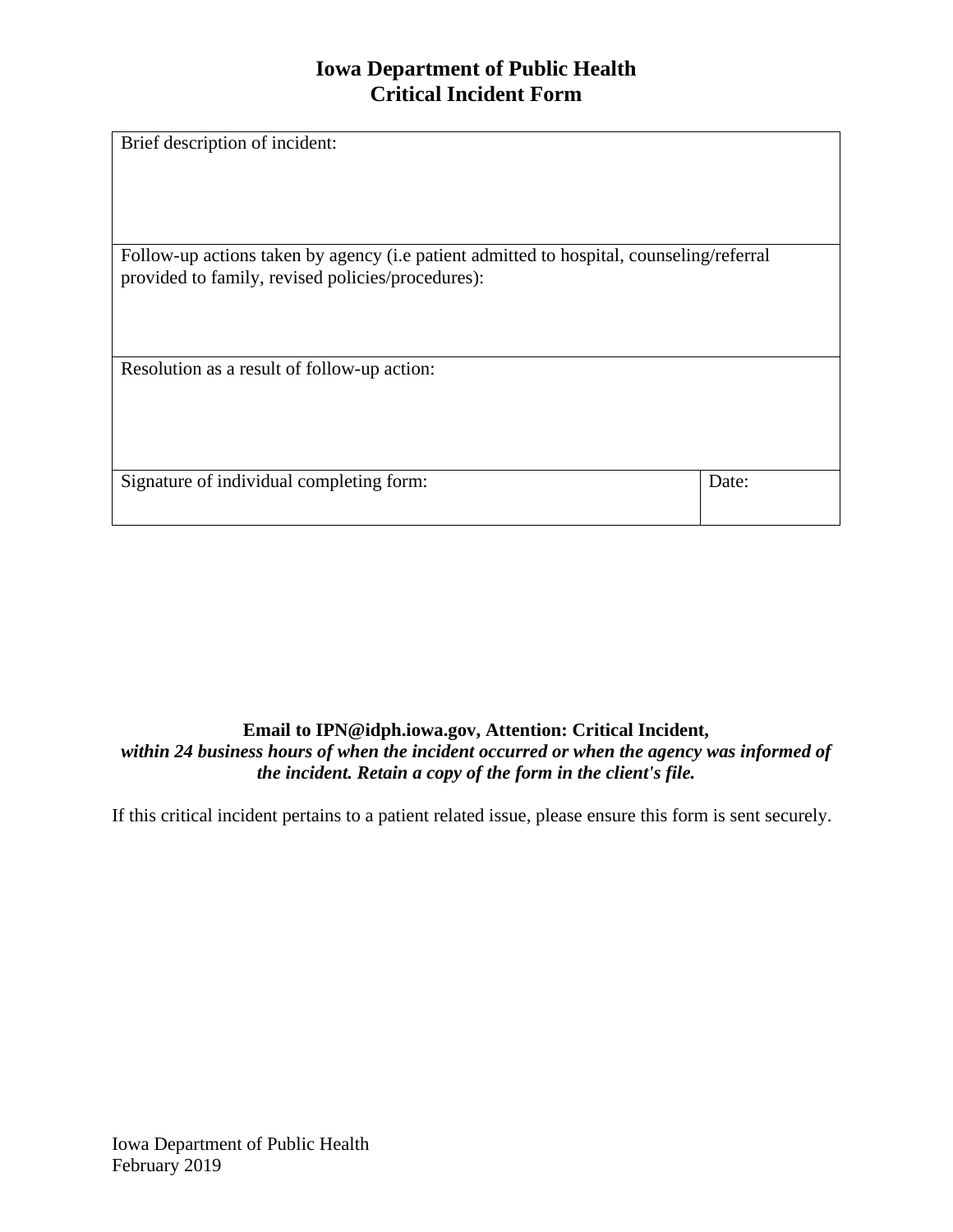# Iowa Department of Public Health
# Critical Incident Form

| | |
|---|---|
| Brief description of incident: | |
| Follow-up actions taken by agency (i.e patient admitted to hospital, counseling/referral provided to family, revised policies/procedures): | |
| Resolution as a result of follow-up action: | |
| Signature of individual completing form: | Date: |

**Email to IPN@idph.iowa.gov, Attention: Critical Incident,**
***within 24 business hours of when the incident occurred or when the agency was informed of the incident. Retain a copy of the form in the client's file.***

If this critical incident pertains to a patient related issue, please ensure this form is sent securely.

Iowa Department of Public Health
February 2019